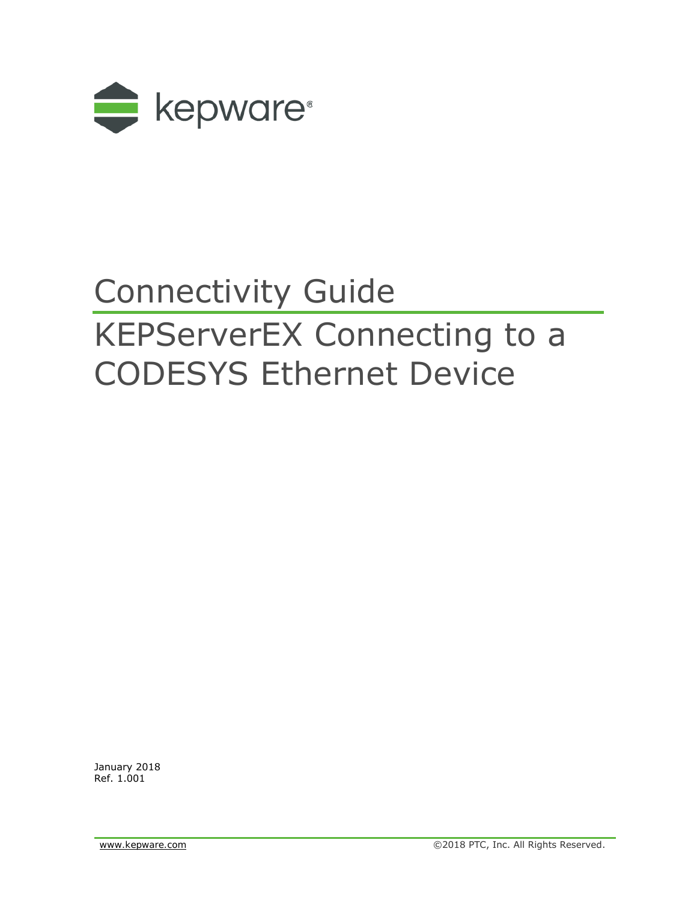kepware®

# Connectivity Guide

# KEPServerEX Connecting to a CODESYS Ethernet Device

January 2018
Ref. 1.001

www.kepware.com ©2018 PTC, Inc. All Rights Reserved.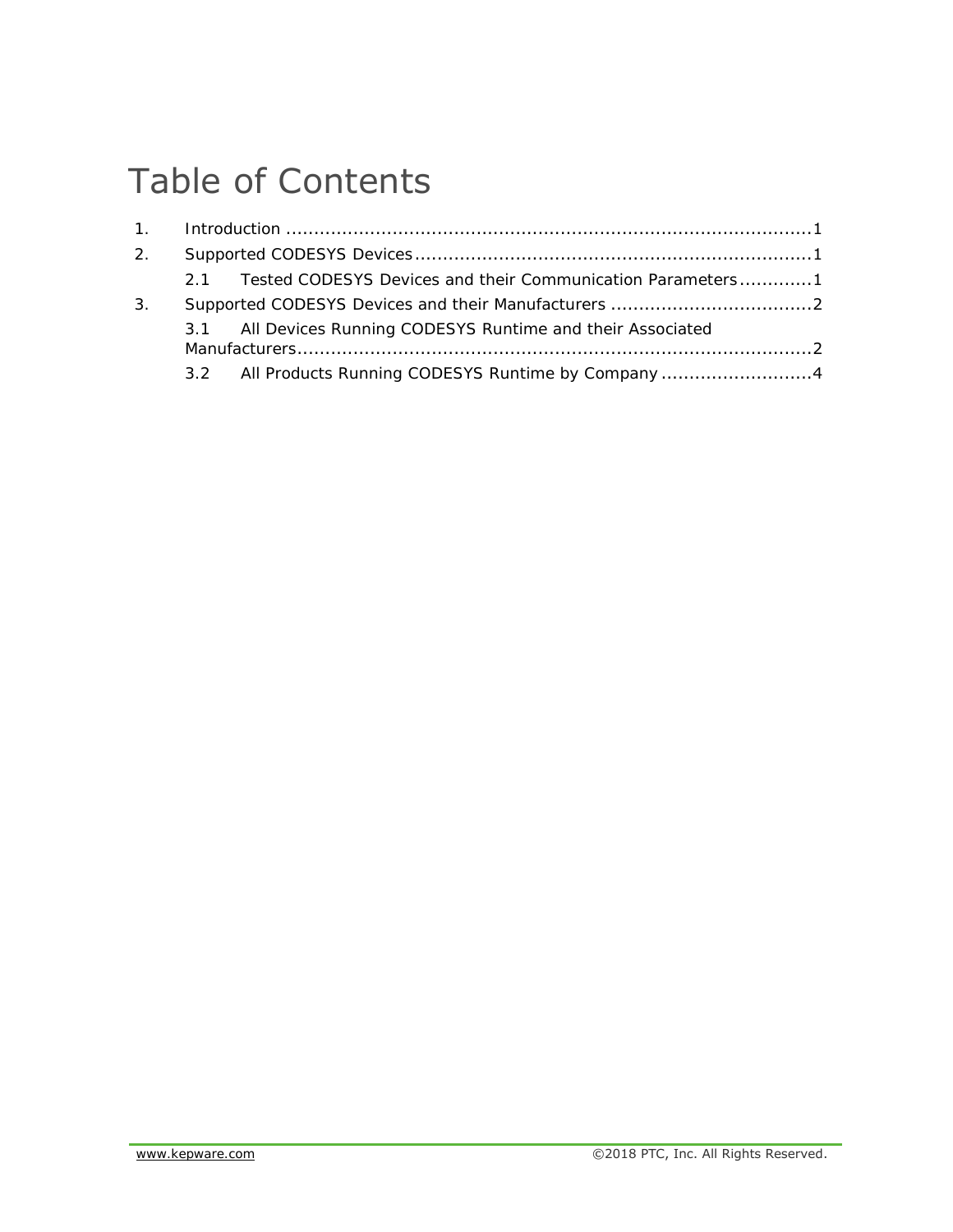# Table of Contents

1. Introduction ....................................................................................1
2. Supported CODESYS Devices ......................................................................1
   - 2.1 Tested CODESYS Devices and their Communication Parameters .............1
3. Supported CODESYS Devices and their Manufacturers ...................................2
   - 3.1 All Devices Running CODESYS Runtime and their Associated Manufacturers ..........................................................................................2
   - 3.2 All Products Running CODESYS Runtime by Company ...........................4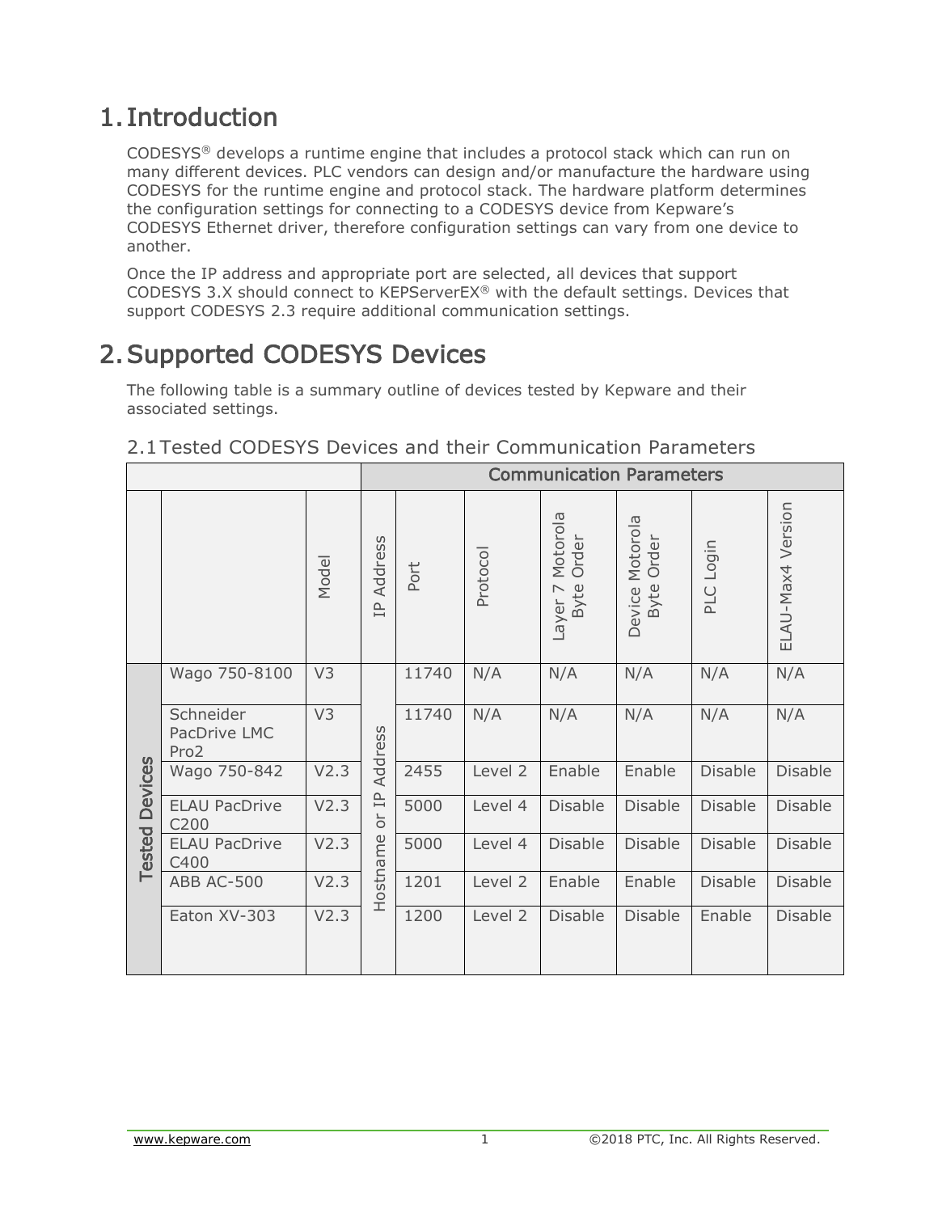# 1. Introduction

CODESYS® develops a runtime engine that includes a protocol stack which can run on many different devices. PLC vendors can design and/or manufacture the hardware using CODESYS for the runtime engine and protocol stack. The hardware platform determines the configuration settings for connecting to a CODESYS device from Kepware's CODESYS Ethernet driver, therefore configuration settings can vary from one device to another.

Once the IP address and appropriate port are selected, all devices that support CODESYS 3.X should connect to KEPServerEX® with the default settings. Devices that support CODESYS 2.3 require additional communication settings.

# 2. Supported CODESYS Devices

The following table is a summary outline of devices tested by Kepware and their associated settings.

## 2.1 Tested CODESYS Devices and their Communication Parameters

| | | | Communication Parameters | | | | | | |
|---|---|---|---|---|---|---|---|---|---|
| | | Model | IP Address | Port | Protocol | Layer 7 Motorola Byte Order | Device Motorola Byte Order | PLC Login | ELAU-Max4 Version |
| Tested Devices | Wago 750-8100 | V3 | Hostname or IP Address | 11740 | N/A | N/A | N/A | N/A | N/A |
| | Schneider PacDrive LMC Pro2 | V3 | | 11740 | N/A | N/A | N/A | N/A | N/A |
| | Wago 750-842 | V2.3 | | 2455 | Level 2 | Enable | Enable | Disable | Disable |
| | ELAU PacDrive C200 | V2.3 | | 5000 | Level 4 | Disable | Disable | Disable | Disable |
| | ELAU PacDrive C400 | V2.3 | | 5000 | Level 4 | Disable | Disable | Disable | Disable |
| | ABB AC-500 | V2.3 | | 1201 | Level 2 | Enable | Enable | Disable | Disable |
| | Eaton XV-303 | V2.3 | | 1200 | Level 2 | Disable | Disable | Enable | Disable |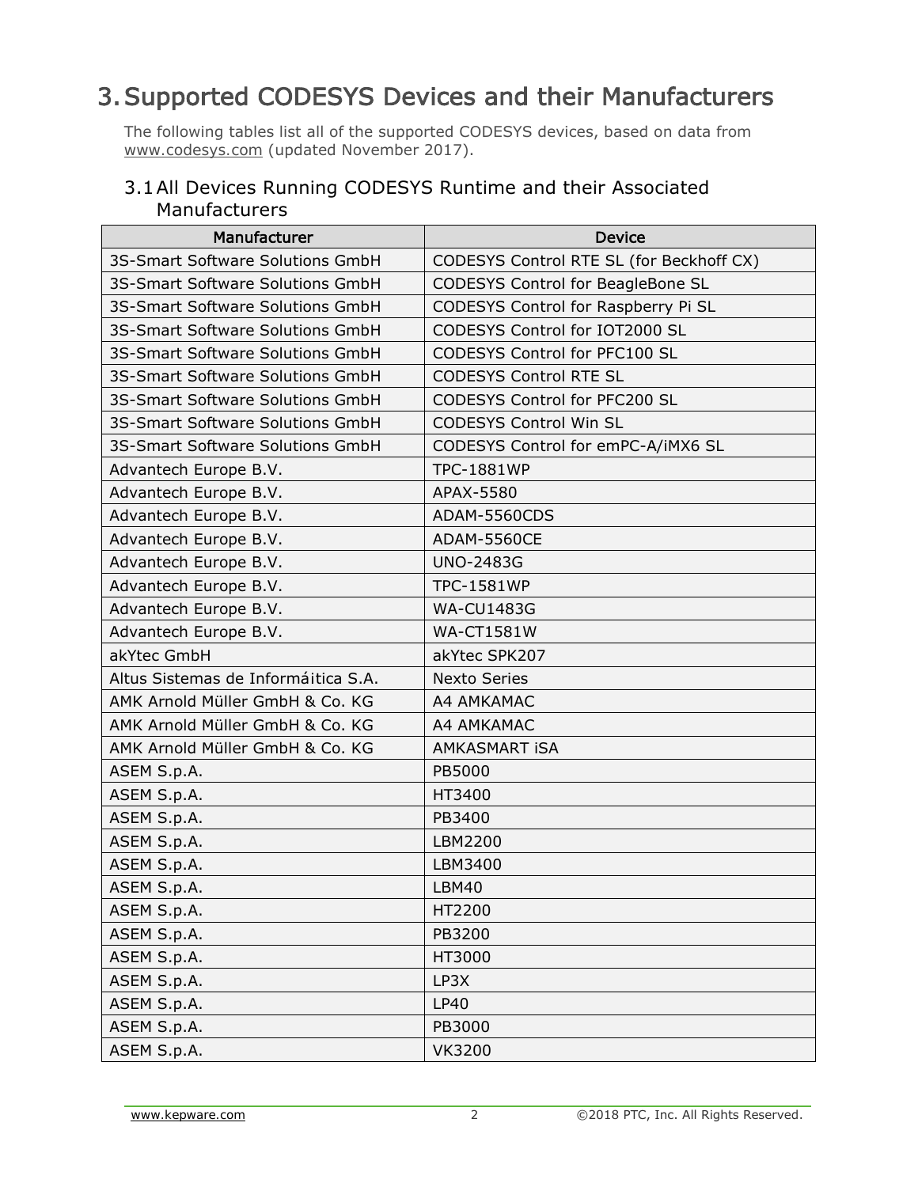# 3. Supported CODESYS Devices and their Manufacturers

The following tables list all of the supported CODESYS devices, based on data from www.codesys.com (updated November 2017).

## 3.1 All Devices Running CODESYS Runtime and their Associated Manufacturers

| Manufacturer | Device |
|---|---|
| 3S-Smart Software Solutions GmbH | CODESYS Control RTE SL (for Beckhoff CX) |
| 3S-Smart Software Solutions GmbH | CODESYS Control for BeagleBone SL |
| 3S-Smart Software Solutions GmbH | CODESYS Control for Raspberry Pi SL |
| 3S-Smart Software Solutions GmbH | CODESYS Control for IOT2000 SL |
| 3S-Smart Software Solutions GmbH | CODESYS Control for PFC100 SL |
| 3S-Smart Software Solutions GmbH | CODESYS Control RTE SL |
| 3S-Smart Software Solutions GmbH | CODESYS Control for PFC200 SL |
| 3S-Smart Software Solutions GmbH | CODESYS Control Win SL |
| 3S-Smart Software Solutions GmbH | CODESYS Control for emPC-A/iMX6 SL |
| Advantech Europe B.V. | TPC-1881WP |
| Advantech Europe B.V. | APAX-5580 |
| Advantech Europe B.V. | ADAM-5560CDS |
| Advantech Europe B.V. | ADAM-5560CE |
| Advantech Europe B.V. | UNO-2483G |
| Advantech Europe B.V. | TPC-1581WP |
| Advantech Europe B.V. | WA-CU1483G |
| Advantech Europe B.V. | WA-CT1581W |
| akYtec GmbH | akYtec SPK207 |
| Altus Sistemas de Informáitica S.A. | Nexto Series |
| AMK Arnold Müller GmbH & Co. KG | A4 AMKAMAC |
| AMK Arnold Müller GmbH & Co. KG | A4 AMKAMAC |
| AMK Arnold Müller GmbH & Co. KG | AMKASMART iSA |
| ASEM S.p.A. | PB5000 |
| ASEM S.p.A. | HT3400 |
| ASEM S.p.A. | PB3400 |
| ASEM S.p.A. | LBM2200 |
| ASEM S.p.A. | LBM3400 |
| ASEM S.p.A. | LBM40 |
| ASEM S.p.A. | HT2200 |
| ASEM S.p.A. | PB3200 |
| ASEM S.p.A. | HT3000 |
| ASEM S.p.A. | LP3X |
| ASEM S.p.A. | LP40 |
| ASEM S.p.A. | PB3000 |
| ASEM S.p.A. | VK3200 |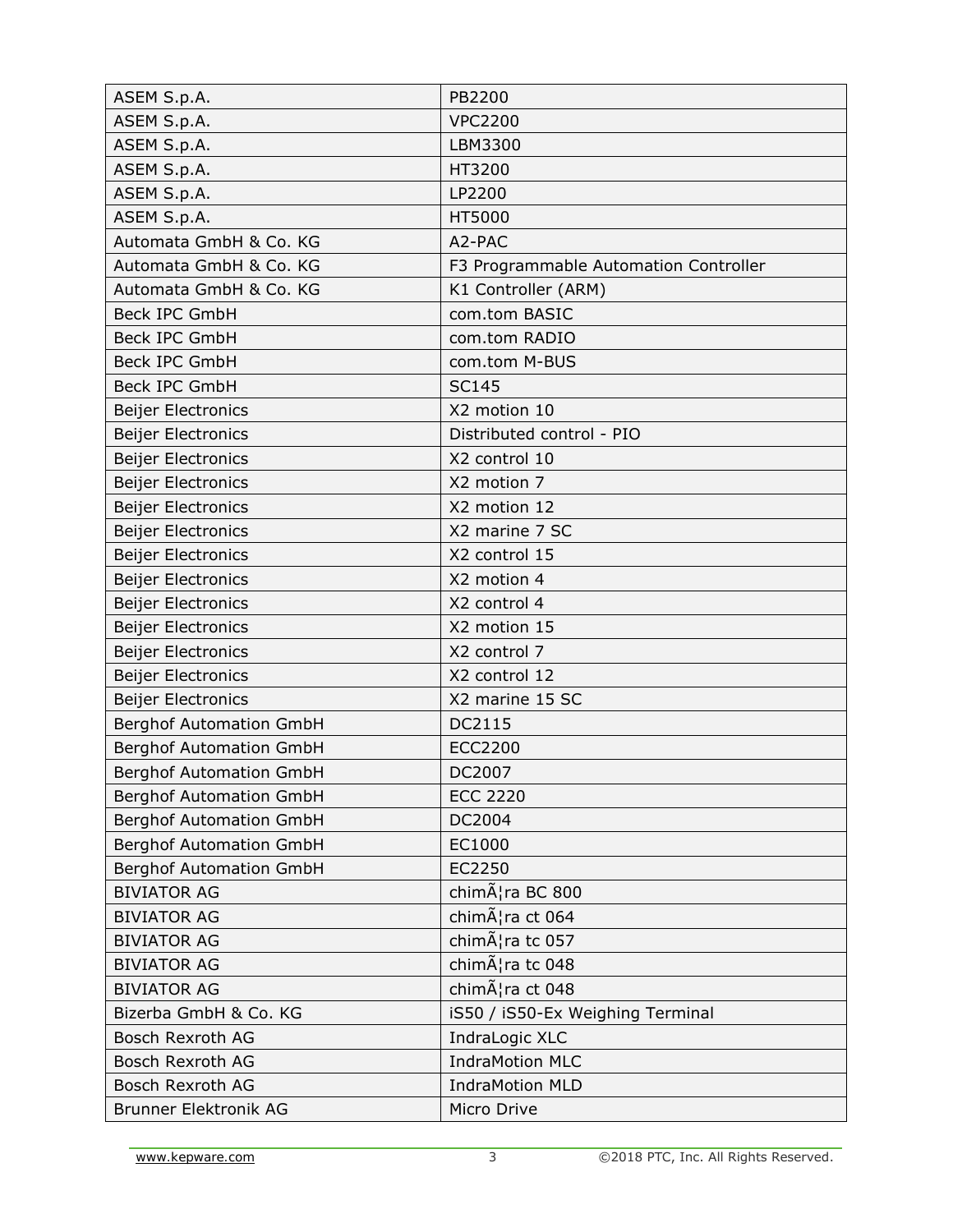| ASEM S.p.A. | PB2200 |
|---|---|
| ASEM S.p.A. | VPC2200 |
| ASEM S.p.A. | LBM3300 |
| ASEM S.p.A. | HT3200 |
| ASEM S.p.A. | LP2200 |
| ASEM S.p.A. | HT5000 |
| Automata GmbH & Co. KG | A2-PAC |
| Automata GmbH & Co. KG | F3 Programmable Automation Controller |
| Automata GmbH & Co. KG | K1 Controller (ARM) |
| Beck IPC GmbH | com.tom BASIC |
| Beck IPC GmbH | com.tom RADIO |
| Beck IPC GmbH | com.tom M-BUS |
| Beck IPC GmbH | SC145 |
| Beijer Electronics | X2 motion 10 |
| Beijer Electronics | Distributed control - PIO |
| Beijer Electronics | X2 control 10 |
| Beijer Electronics | X2 motion 7 |
| Beijer Electronics | X2 motion 12 |
| Beijer Electronics | X2 marine 7 SC |
| Beijer Electronics | X2 control 15 |
| Beijer Electronics | X2 motion 4 |
| Beijer Electronics | X2 control 4 |
| Beijer Electronics | X2 motion 15 |
| Beijer Electronics | X2 control 7 |
| Beijer Electronics | X2 control 12 |
| Beijer Electronics | X2 marine 15 SC |
| Berghof Automation GmbH | DC2115 |
| Berghof Automation GmbH | ECC2200 |
| Berghof Automation GmbH | DC2007 |
| Berghof Automation GmbH | ECC 2220 |
| Berghof Automation GmbH | DC2004 |
| Berghof Automation GmbH | EC1000 |
| Berghof Automation GmbH | EC2250 |
| BIVIATOR AG | chimÃ¦ra BC 800 |
| BIVIATOR AG | chimÃ¦ra ct 064 |
| BIVIATOR AG | chimÃ¦ra tc 057 |
| BIVIATOR AG | chimÃ¦ra tc 048 |
| BIVIATOR AG | chimÃ¦ra ct 048 |
| Bizerba GmbH & Co. KG | iS50 / iS50-Ex Weighing Terminal |
| Bosch Rexroth AG | IndraLogic XLC |
| Bosch Rexroth AG | IndraMotion MLC |
| Bosch Rexroth AG | IndraMotion MLD |
| Brunner Elektronik AG | Micro Drive |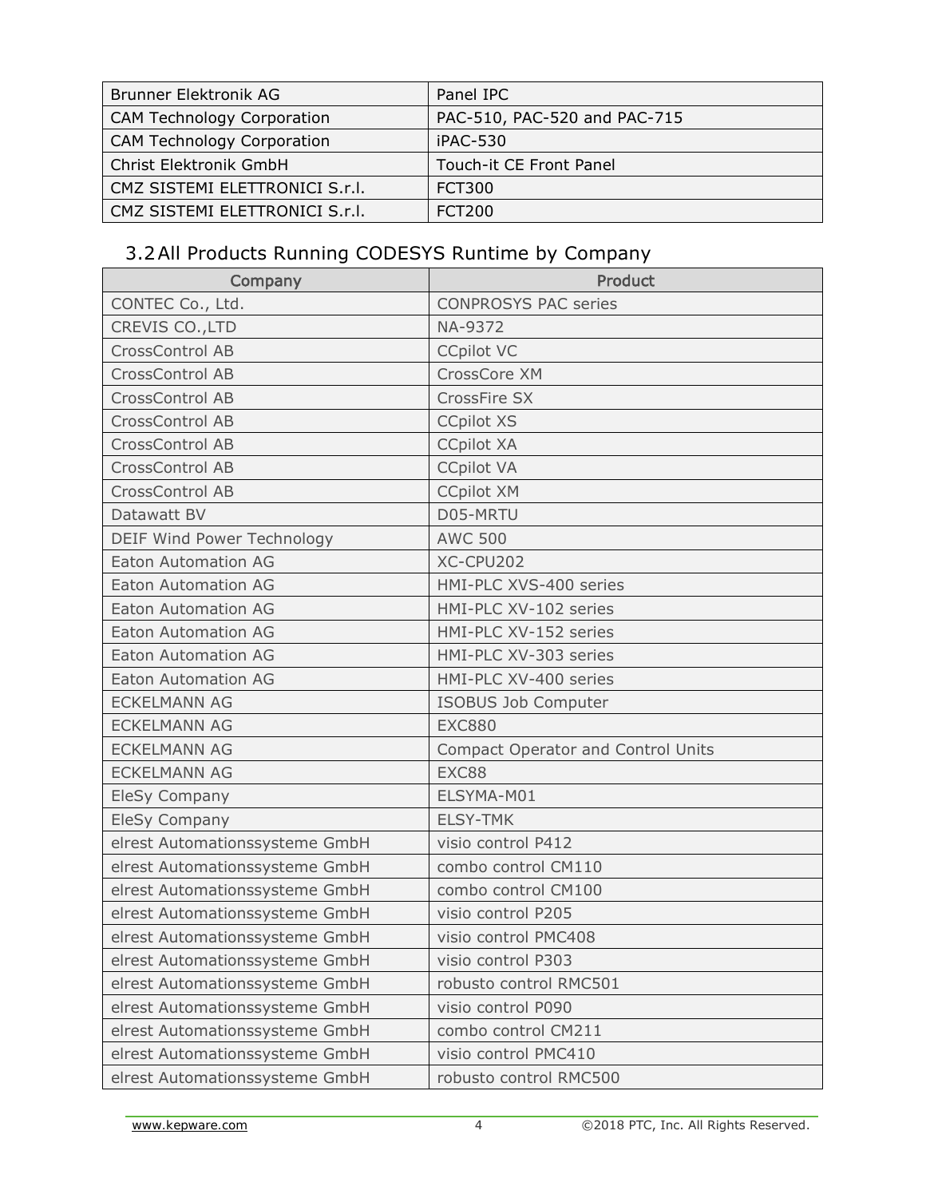| Brunner Elektronik AG | Panel IPC |
| --- | --- |
| CAM Technology Corporation | PAC-510, PAC-520 and PAC-715 |
| CAM Technology Corporation | iPAC-530 |
| Christ Elektronik GmbH | Touch-it CE Front Panel |
| CMZ SISTEMI ELETTRONICI S.r.l. | FCT300 |
| CMZ SISTEMI ELETTRONICI S.r.l. | FCT200 |

## 3.2 All Products Running CODESYS Runtime by Company

| Company | Product |
| --- | --- |
| CONTEC Co., Ltd. | CONPROSYS PAC series |
| CREVIS CO.,LTD | NA-9372 |
| CrossControl AB | CCpilot VC |
| CrossControl AB | CrossCore XM |
| CrossControl AB | CrossFire SX |
| CrossControl AB | CCpilot XS |
| CrossControl AB | CCpilot XA |
| CrossControl AB | CCpilot VA |
| CrossControl AB | CCpilot XM |
| Datawatt BV | D05-MRTU |
| DEIF Wind Power Technology | AWC 500 |
| Eaton Automation AG | XC-CPU202 |
| Eaton Automation AG | HMI-PLC XVS-400 series |
| Eaton Automation AG | HMI-PLC XV-102 series |
| Eaton Automation AG | HMI-PLC XV-152 series |
| Eaton Automation AG | HMI-PLC XV-303 series |
| Eaton Automation AG | HMI-PLC XV-400 series |
| ECKELMANN AG | ISOBUS Job Computer |
| ECKELMANN AG | EXC880 |
| ECKELMANN AG | Compact Operator and Control Units |
| ECKELMANN AG | EXC88 |
| EleSy Company | ELSYMA-M01 |
| EleSy Company | ELSY-TMK |
| elrest Automationssysteme GmbH | visio control P412 |
| elrest Automationssysteme GmbH | combo control CM110 |
| elrest Automationssysteme GmbH | combo control CM100 |
| elrest Automationssysteme GmbH | visio control P205 |
| elrest Automationssysteme GmbH | visio control PMC408 |
| elrest Automationssysteme GmbH | visio control P303 |
| elrest Automationssysteme GmbH | robusto control RMC501 |
| elrest Automationssysteme GmbH | visio control P090 |
| elrest Automationssysteme GmbH | combo control CM211 |
| elrest Automationssysteme GmbH | visio control PMC410 |
| elrest Automationssysteme GmbH | robusto control RMC500 |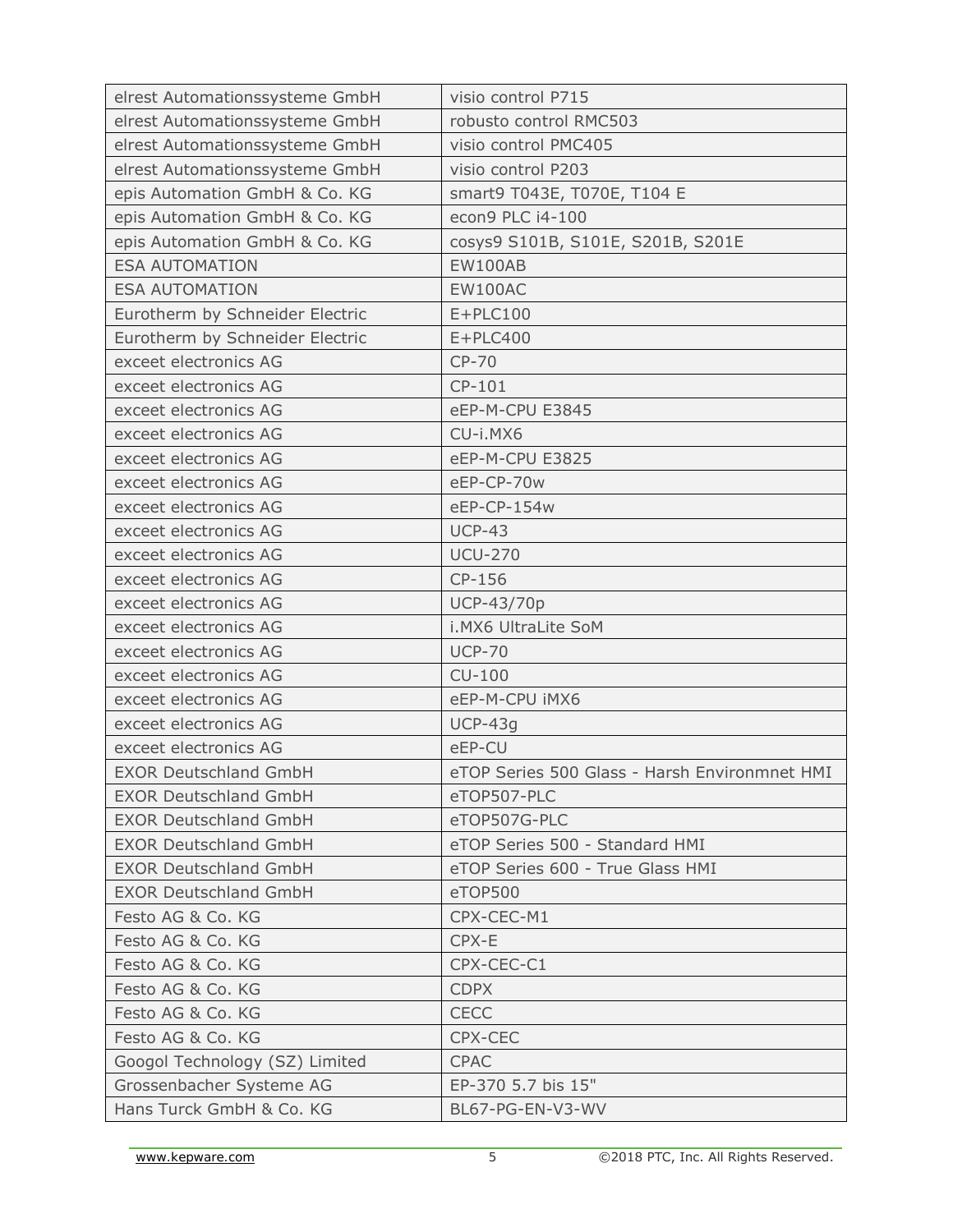| elrest Automationssysteme GmbH | visio control P715 |
|---|---|
| elrest Automationssysteme GmbH | robusto control RMC503 |
| elrest Automationssysteme GmbH | visio control PMC405 |
| elrest Automationssysteme GmbH | visio control P203 |
| epis Automation GmbH & Co. KG | smart9 T043E, T070E, T104 E |
| epis Automation GmbH & Co. KG | econ9 PLC i4-100 |
| epis Automation GmbH & Co. KG | cosys9 S101B, S101E, S201B, S201E |
| ESA AUTOMATION | EW100AB |
| ESA AUTOMATION | EW100AC |
| Eurotherm by Schneider Electric | E+PLC100 |
| Eurotherm by Schneider Electric | E+PLC400 |
| exceet electronics AG | CP-70 |
| exceet electronics AG | CP-101 |
| exceet electronics AG | eEP-M-CPU E3845 |
| exceet electronics AG | CU-i.MX6 |
| exceet electronics AG | eEP-M-CPU E3825 |
| exceet electronics AG | eEP-CP-70w |
| exceet electronics AG | eEP-CP-154w |
| exceet electronics AG | UCP-43 |
| exceet electronics AG | UCU-270 |
| exceet electronics AG | CP-156 |
| exceet electronics AG | UCP-43/70p |
| exceet electronics AG | i.MX6 UltraLite SoM |
| exceet electronics AG | UCP-70 |
| exceet electronics AG | CU-100 |
| exceet electronics AG | eEP-M-CPU iMX6 |
| exceet electronics AG | UCP-43g |
| exceet electronics AG | eEP-CU |
| EXOR Deutschland GmbH | eTOP Series 500 Glass - Harsh Environmnet HMI |
| EXOR Deutschland GmbH | eTOP507-PLC |
| EXOR Deutschland GmbH | eTOP507G-PLC |
| EXOR Deutschland GmbH | eTOP Series 500 - Standard HMI |
| EXOR Deutschland GmbH | eTOP Series 600 - True Glass HMI |
| EXOR Deutschland GmbH | eTOP500 |
| Festo AG & Co. KG | CPX-CEC-M1 |
| Festo AG & Co. KG | CPX-E |
| Festo AG & Co. KG | CPX-CEC-C1 |
| Festo AG & Co. KG | CDPX |
| Festo AG & Co. KG | CECC |
| Festo AG & Co. KG | CPX-CEC |
| Googol Technology (SZ) Limited | CPAC |
| Grossenbacher Systeme AG | EP-370 5.7 bis 15" |
| Hans Turck GmbH & Co. KG | BL67-PG-EN-V3-WV |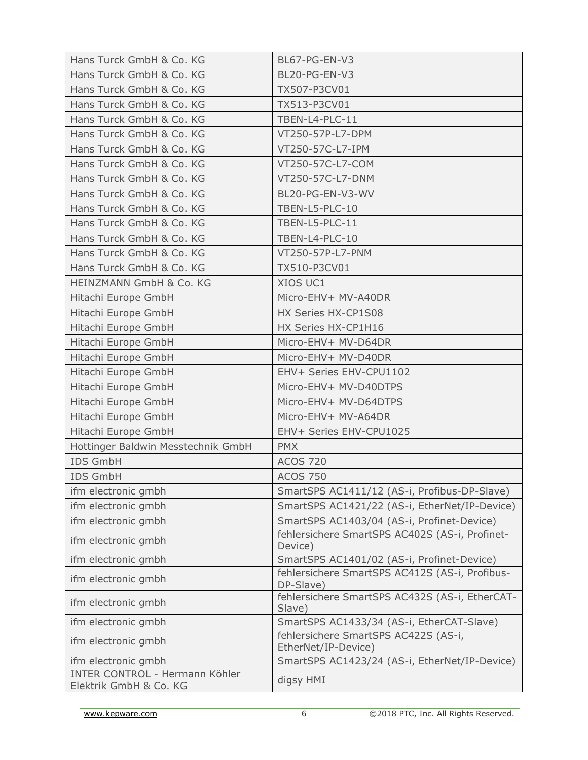| | |
|---|---|
| Hans Turck GmbH & Co. KG | BL67-PG-EN-V3 |
| Hans Turck GmbH & Co. KG | BL20-PG-EN-V3 |
| Hans Turck GmbH & Co. KG | TX507-P3CV01 |
| Hans Turck GmbH & Co. KG | TX513-P3CV01 |
| Hans Turck GmbH & Co. KG | TBEN-L4-PLC-11 |
| Hans Turck GmbH & Co. KG | VT250-57P-L7-DPM |
| Hans Turck GmbH & Co. KG | VT250-57C-L7-IPM |
| Hans Turck GmbH & Co. KG | VT250-57C-L7-COM |
| Hans Turck GmbH & Co. KG | VT250-57C-L7-DNM |
| Hans Turck GmbH & Co. KG | BL20-PG-EN-V3-WV |
| Hans Turck GmbH & Co. KG | TBEN-L5-PLC-10 |
| Hans Turck GmbH & Co. KG | TBEN-L5-PLC-11 |
| Hans Turck GmbH & Co. KG | TBEN-L4-PLC-10 |
| Hans Turck GmbH & Co. KG | VT250-57P-L7-PNM |
| Hans Turck GmbH & Co. KG | TX510-P3CV01 |
| HEINZMANN GmbH & Co. KG | XIOS UC1 |
| Hitachi Europe GmbH | Micro-EHV+ MV-A40DR |
| Hitachi Europe GmbH | HX Series HX-CP1S08 |
| Hitachi Europe GmbH | HX Series HX-CP1H16 |
| Hitachi Europe GmbH | Micro-EHV+ MV-D64DR |
| Hitachi Europe GmbH | Micro-EHV+ MV-D40DR |
| Hitachi Europe GmbH | EHV+ Series EHV-CPU1102 |
| Hitachi Europe GmbH | Micro-EHV+ MV-D40DTPS |
| Hitachi Europe GmbH | Micro-EHV+ MV-D64DTPS |
| Hitachi Europe GmbH | Micro-EHV+ MV-A64DR |
| Hitachi Europe GmbH | EHV+ Series EHV-CPU1025 |
| Hottinger Baldwin Messtechnik GmbH | PMX |
| IDS GmbH | ACOS 720 |
| IDS GmbH | ACOS 750 |
| ifm electronic gmbh | SmartSPS AC1411/12 (AS-i, Profibus-DP-Slave) |
| ifm electronic gmbh | SmartSPS AC1421/22 (AS-i, EtherNet/IP-Device) |
| ifm electronic gmbh | SmartSPS AC1403/04 (AS-i, Profinet-Device) |
| ifm electronic gmbh | fehlersichere SmartSPS AC402S (AS-i, Profinet-Device) |
| ifm electronic gmbh | SmartSPS AC1401/02 (AS-i, Profinet-Device) |
| ifm electronic gmbh | fehlersichere SmartSPS AC412S (AS-i, Profibus-DP-Slave) |
| ifm electronic gmbh | fehlersichere SmartSPS AC432S (AS-i, EtherCAT-Slave) |
| ifm electronic gmbh | SmartSPS AC1433/34 (AS-i, EtherCAT-Slave) |
| ifm electronic gmbh | fehlersichere SmartSPS AC422S (AS-i, EtherNet/IP-Device) |
| ifm electronic gmbh | SmartSPS AC1423/24 (AS-i, EtherNet/IP-Device) |
| INTER CONTROL - Hermann Köhler Elektrik GmbH & Co. KG | digsy HMI |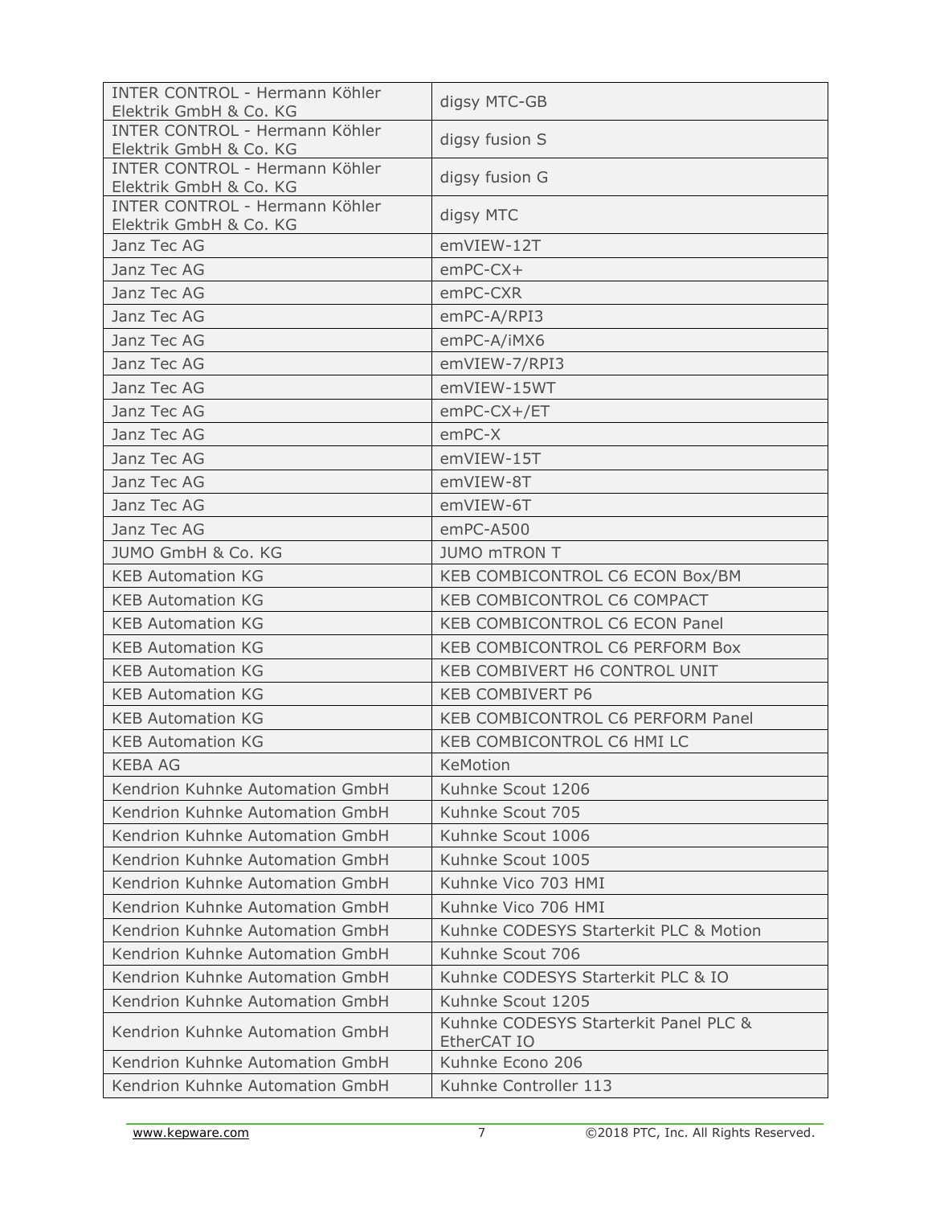| INTER CONTROL - Hermann Köhler Elektrik GmbH & Co. KG | digsy MTC-GB |
|---|---|
| INTER CONTROL - Hermann Köhler Elektrik GmbH & Co. KG | digsy fusion S |
| INTER CONTROL - Hermann Köhler Elektrik GmbH & Co. KG | digsy fusion G |
| INTER CONTROL - Hermann Köhler Elektrik GmbH & Co. KG | digsy MTC |
| Janz Tec AG | emVIEW-12T |
| Janz Tec AG | emPC-CX+ |
| Janz Tec AG | emPC-CXR |
| Janz Tec AG | emPC-A/RPI3 |
| Janz Tec AG | emPC-A/iMX6 |
| Janz Tec AG | emVIEW-7/RPI3 |
| Janz Tec AG | emVIEW-15WT |
| Janz Tec AG | emPC-CX+/ET |
| Janz Tec AG | emPC-X |
| Janz Tec AG | emVIEW-15T |
| Janz Tec AG | emVIEW-8T |
| Janz Tec AG | emVIEW-6T |
| Janz Tec AG | emPC-A500 |
| JUMO GmbH & Co. KG | JUMO mTRON T |
| KEB Automation KG | KEB COMBICONTROL C6 ECON Box/BM |
| KEB Automation KG | KEB COMBICONTROL C6 COMPACT |
| KEB Automation KG | KEB COMBICONTROL C6 ECON Panel |
| KEB Automation KG | KEB COMBICONTROL C6 PERFORM Box |
| KEB Automation KG | KEB COMBIVERT H6 CONTROL UNIT |
| KEB Automation KG | KEB COMBIVERT P6 |
| KEB Automation KG | KEB COMBICONTROL C6 PERFORM Panel |
| KEB Automation KG | KEB COMBICONTROL C6 HMI LC |
| KEBA AG | KeMotion |
| Kendrion Kuhnke Automation GmbH | Kuhnke Scout 1206 |
| Kendrion Kuhnke Automation GmbH | Kuhnke Scout 705 |
| Kendrion Kuhnke Automation GmbH | Kuhnke Scout 1006 |
| Kendrion Kuhnke Automation GmbH | Kuhnke Scout 1005 |
| Kendrion Kuhnke Automation GmbH | Kuhnke Vico 703 HMI |
| Kendrion Kuhnke Automation GmbH | Kuhnke Vico 706 HMI |
| Kendrion Kuhnke Automation GmbH | Kuhnke CODESYS Starterkit PLC & Motion |
| Kendrion Kuhnke Automation GmbH | Kuhnke Scout 706 |
| Kendrion Kuhnke Automation GmbH | Kuhnke CODESYS Starterkit PLC & IO |
| Kendrion Kuhnke Automation GmbH | Kuhnke Scout 1205 |
| Kendrion Kuhnke Automation GmbH | Kuhnke CODESYS Starterkit Panel PLC & EtherCAT IO |
| Kendrion Kuhnke Automation GmbH | Kuhnke Econo 206 |
| Kendrion Kuhnke Automation GmbH | Kuhnke Controller 113 |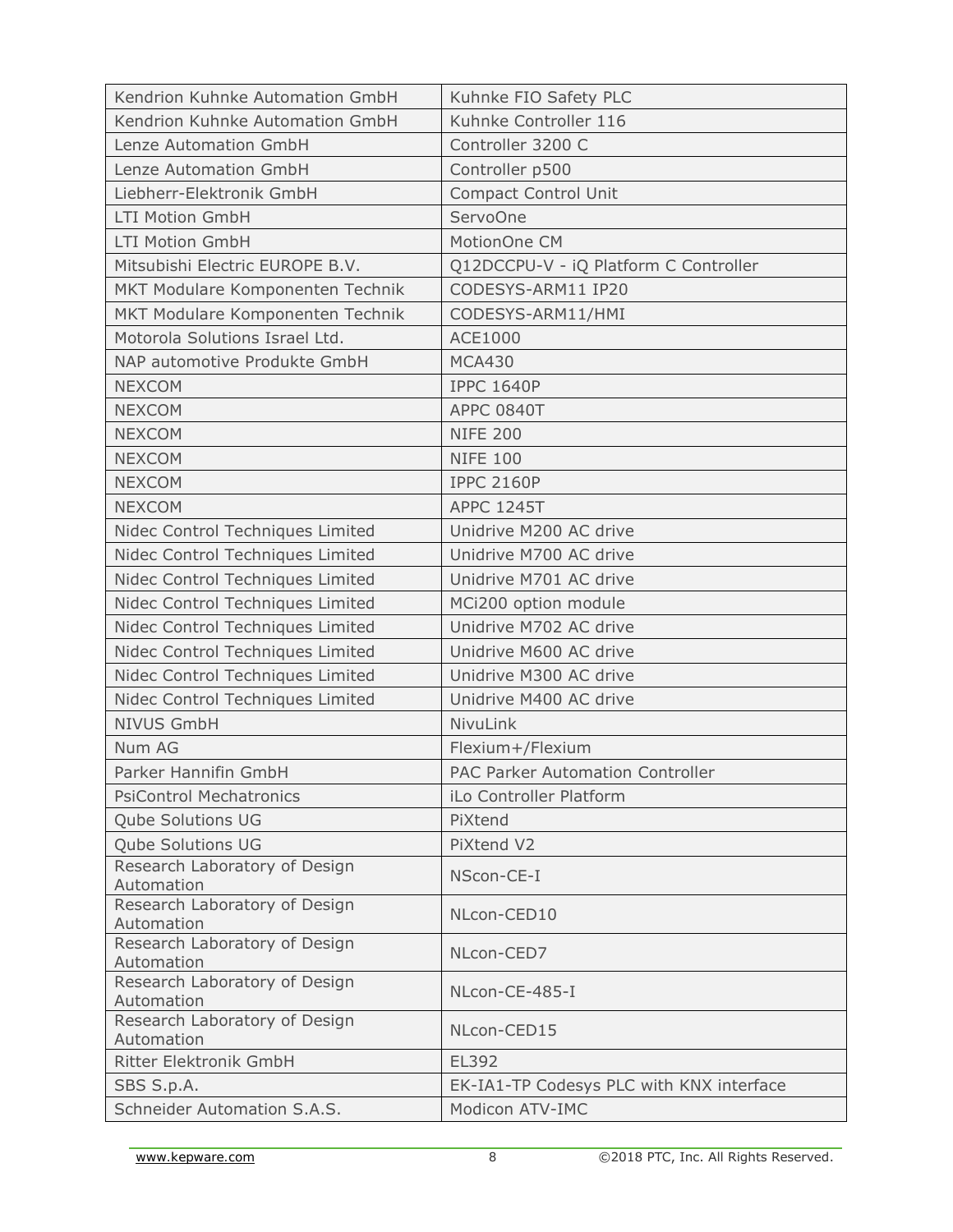| | |
|---|---|
| Kendrion Kuhnke Automation GmbH | Kuhnke FIO Safety PLC |
| Kendrion Kuhnke Automation GmbH | Kuhnke Controller 116 |
| Lenze Automation GmbH | Controller 3200 C |
| Lenze Automation GmbH | Controller p500 |
| Liebherr-Elektronik GmbH | Compact Control Unit |
| LTI Motion GmbH | ServoOne |
| LTI Motion GmbH | MotionOne CM |
| Mitsubishi Electric EUROPE B.V. | Q12DCCPU-V - iQ Platform C Controller |
| MKT Modulare Komponenten Technik | CODESYS-ARM11 IP20 |
| MKT Modulare Komponenten Technik | CODESYS-ARM11/HMI |
| Motorola Solutions Israel Ltd. | ACE1000 |
| NAP automotive Produkte GmbH | MCA430 |
| NEXCOM | IPPC 1640P |
| NEXCOM | APPC 0840T |
| NEXCOM | NIFE 200 |
| NEXCOM | NIFE 100 |
| NEXCOM | IPPC 2160P |
| NEXCOM | APPC 1245T |
| Nidec Control Techniques Limited | Unidrive M200 AC drive |
| Nidec Control Techniques Limited | Unidrive M700 AC drive |
| Nidec Control Techniques Limited | Unidrive M701 AC drive |
| Nidec Control Techniques Limited | MCi200 option module |
| Nidec Control Techniques Limited | Unidrive M702 AC drive |
| Nidec Control Techniques Limited | Unidrive M600 AC drive |
| Nidec Control Techniques Limited | Unidrive M300 AC drive |
| Nidec Control Techniques Limited | Unidrive M400 AC drive |
| NIVUS GmbH | NivuLink |
| Num AG | Flexium+/Flexium |
| Parker Hannifin GmbH | PAC Parker Automation Controller |
| PsiControl Mechatronics | iLo Controller Platform |
| Qube Solutions UG | PiXtend |
| Qube Solutions UG | PiXtend V2 |
| Research Laboratory of Design Automation | NScon-CE-I |
| Research Laboratory of Design Automation | NLcon-CED10 |
| Research Laboratory of Design Automation | NLcon-CED7 |
| Research Laboratory of Design Automation | NLcon-CE-485-I |
| Research Laboratory of Design Automation | NLcon-CED15 |
| Ritter Elektronik GmbH | EL392 |
| SBS S.p.A. | EK-IA1-TP Codesys PLC with KNX interface |
| Schneider Automation S.A.S. | Modicon ATV-IMC |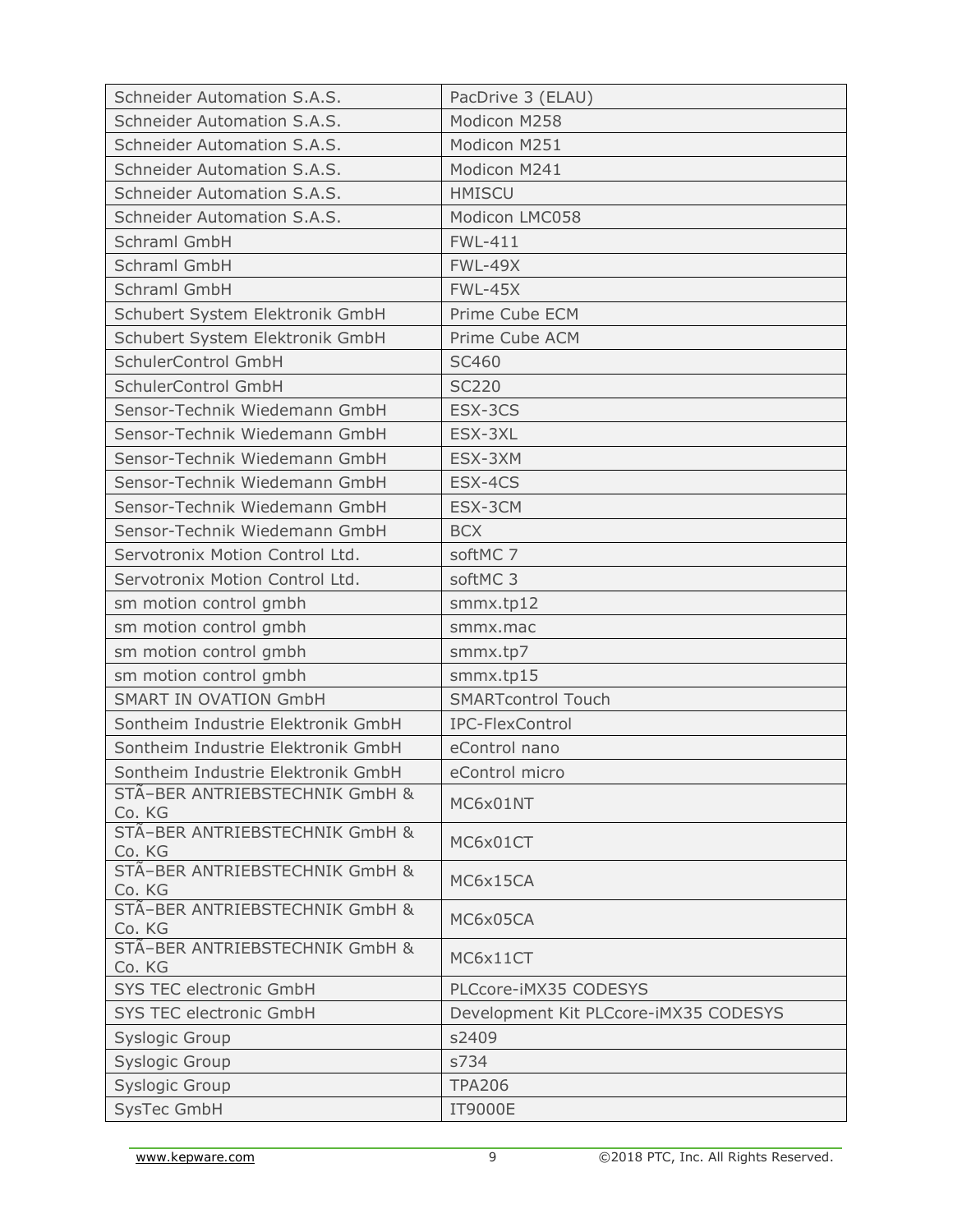| | |
|---|---|
| Schneider Automation S.A.S. | PacDrive 3 (ELAU) |
| Schneider Automation S.A.S. | Modicon M258 |
| Schneider Automation S.A.S. | Modicon M251 |
| Schneider Automation S.A.S. | Modicon M241 |
| Schneider Automation S.A.S. | HMISCU |
| Schneider Automation S.A.S. | Modicon LMC058 |
| Schraml GmbH | FWL-411 |
| Schraml GmbH | FWL-49X |
| Schraml GmbH | FWL-45X |
| Schubert System Elektronik GmbH | Prime Cube ECM |
| Schubert System Elektronik GmbH | Prime Cube ACM |
| SchulerControl GmbH | SC460 |
| SchulerControl GmbH | SC220 |
| Sensor-Technik Wiedemann GmbH | ESX-3CS |
| Sensor-Technik Wiedemann GmbH | ESX-3XL |
| Sensor-Technik Wiedemann GmbH | ESX-3XM |
| Sensor-Technik Wiedemann GmbH | ESX-4CS |
| Sensor-Technik Wiedemann GmbH | ESX-3CM |
| Sensor-Technik Wiedemann GmbH | BCX |
| Servotronix Motion Control Ltd. | softMC 7 |
| Servotronix Motion Control Ltd. | softMC 3 |
| sm motion control gmbh | smmx.tp12 |
| sm motion control gmbh | smmx.mac |
| sm motion control gmbh | smmx.tp7 |
| sm motion control gmbh | smmx.tp15 |
| SMART IN OVATION GmbH | SMARTcontrol Touch |
| Sontheim Industrie Elektronik GmbH | IPC-FlexControl |
| Sontheim Industrie Elektronik GmbH | eControl nano |
| Sontheim Industrie Elektronik GmbH | eControl micro |
| STÃ–BER ANTRIEBSTECHNIK GmbH & Co. KG | MC6x01NT |
| STÃ–BER ANTRIEBSTECHNIK GmbH & Co. KG | MC6x01CT |
| STÃ–BER ANTRIEBSTECHNIK GmbH & Co. KG | MC6x15CA |
| STÃ–BER ANTRIEBSTECHNIK GmbH & Co. KG | MC6x05CA |
| STÃ–BER ANTRIEBSTECHNIK GmbH & Co. KG | MC6x11CT |
| SYS TEC electronic GmbH | PLCcore-iMX35 CODESYS |
| SYS TEC electronic GmbH | Development Kit PLCcore-iMX35 CODESYS |
| Syslogic Group | s2409 |
| Syslogic Group | s734 |
| Syslogic Group | TPA206 |
| SysTec GmbH | IT9000E |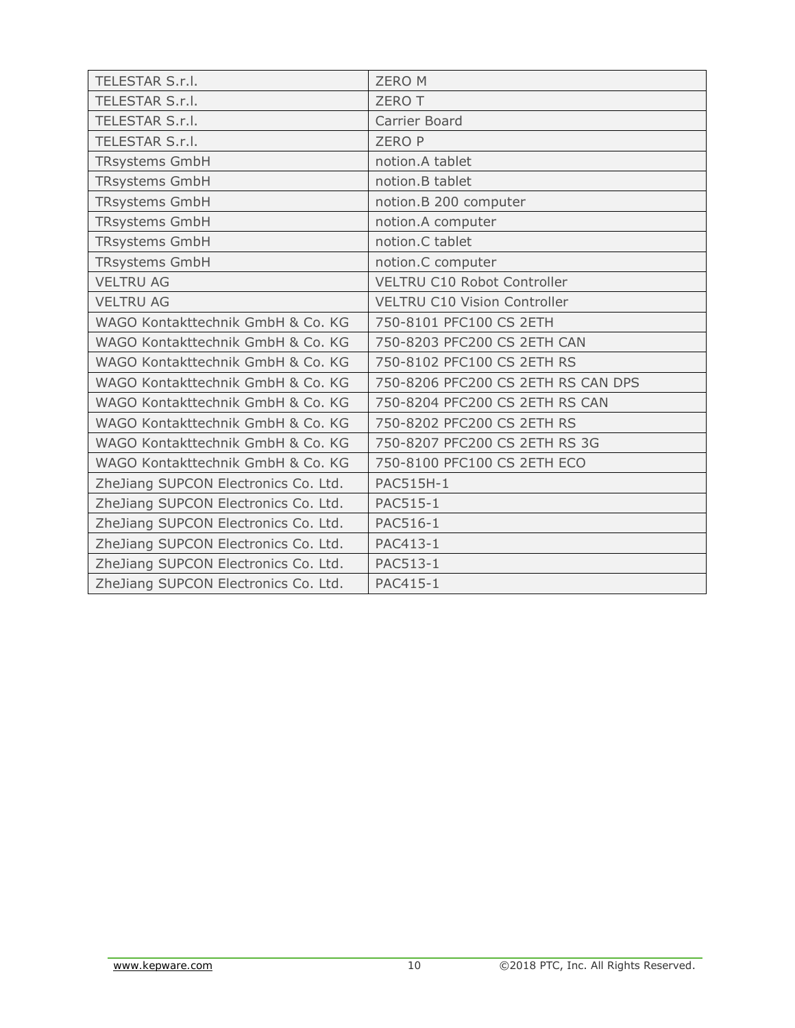| | |
|---|---|
| TELESTAR S.r.l. | ZERO M |
| TELESTAR S.r.l. | ZERO T |
| TELESTAR S.r.l. | Carrier Board |
| TELESTAR S.r.l. | ZERO P |
| TRsystems GmbH | notion.A tablet |
| TRsystems GmbH | notion.B tablet |
| TRsystems GmbH | notion.B 200 computer |
| TRsystems GmbH | notion.A computer |
| TRsystems GmbH | notion.C tablet |
| TRsystems GmbH | notion.C computer |
| VELTRU AG | VELTRU C10 Robot Controller |
| VELTRU AG | VELTRU C10 Vision Controller |
| WAGO Kontakttechnik GmbH & Co. KG | 750-8101 PFC100 CS 2ETH |
| WAGO Kontakttechnik GmbH & Co. KG | 750-8203 PFC200 CS 2ETH CAN |
| WAGO Kontakttechnik GmbH & Co. KG | 750-8102 PFC100 CS 2ETH RS |
| WAGO Kontakttechnik GmbH & Co. KG | 750-8206 PFC200 CS 2ETH RS CAN DPS |
| WAGO Kontakttechnik GmbH & Co. KG | 750-8204 PFC200 CS 2ETH RS CAN |
| WAGO Kontakttechnik GmbH & Co. KG | 750-8202 PFC200 CS 2ETH RS |
| WAGO Kontakttechnik GmbH & Co. KG | 750-8207 PFC200 CS 2ETH RS 3G |
| WAGO Kontakttechnik GmbH & Co. KG | 750-8100 PFC100 CS 2ETH ECO |
| ZheJiang SUPCON Electronics Co. Ltd. | PAC515H-1 |
| ZheJiang SUPCON Electronics Co. Ltd. | PAC515-1 |
| ZheJiang SUPCON Electronics Co. Ltd. | PAC516-1 |
| ZheJiang SUPCON Electronics Co. Ltd. | PAC413-1 |
| ZheJiang SUPCON Electronics Co. Ltd. | PAC513-1 |
| ZheJiang SUPCON Electronics Co. Ltd. | PAC415-1 |